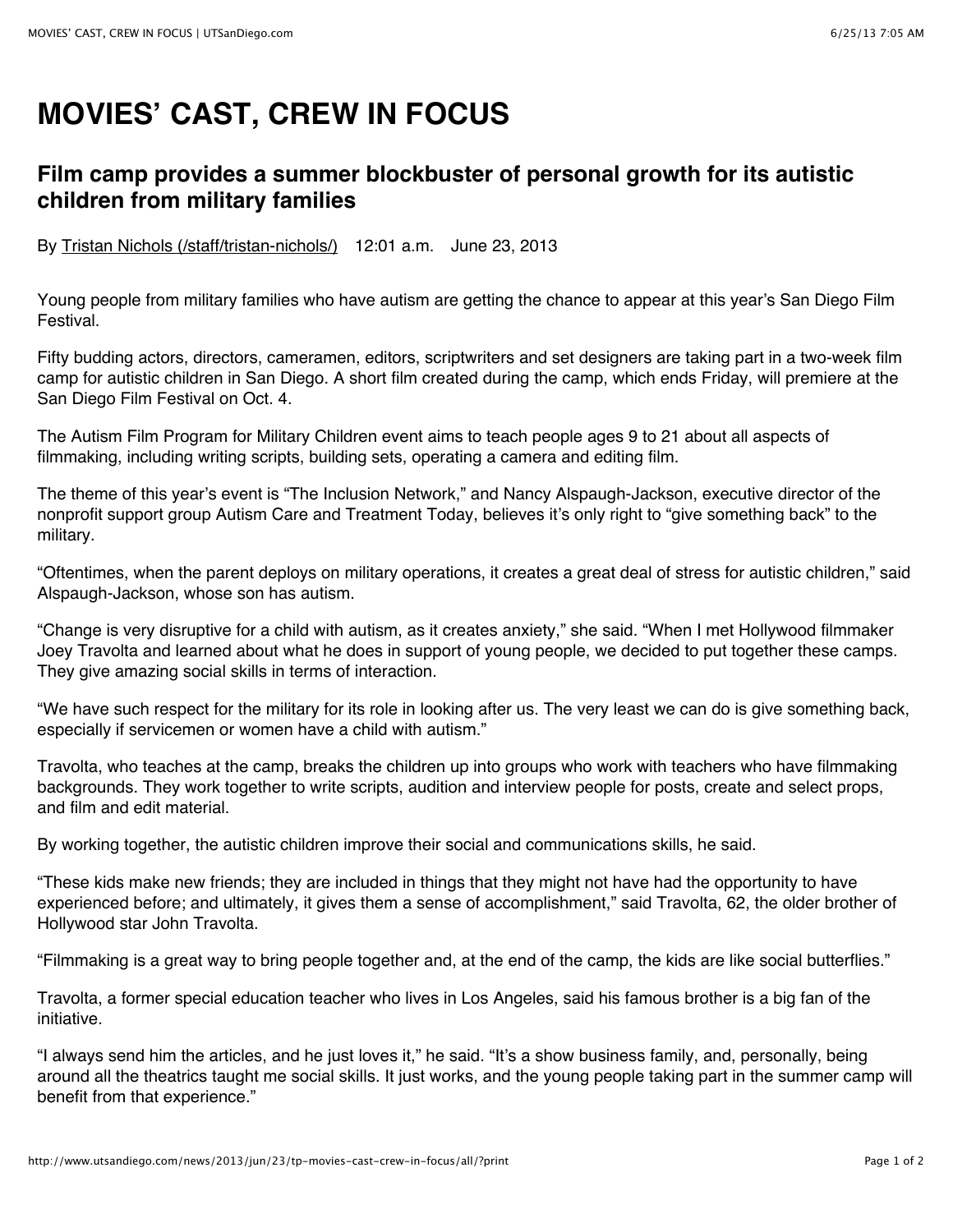# MOVIES' CAST, CREW IN FOCUS

## Film camp provides a summer blockbuster of personal growth for its autistic children from military families

By [Tristan Nichols (/staff/tristan-nichols/)](/staff/tristan-nichols/) 12:01 a.m. June 23, 2013

Young people from military families who have autism are getting the chance to appear at this year's San Diego Film Festival.

Fifty budding actors, directors, cameramen, editors, scriptwriters and set designers are taking part in a two-week film camp for autistic children in San Diego. A short film created during the camp, which ends Friday, will premiere at the San Diego Film Festival on Oct. 4.

The Autism Film Program for Military Children event aims to teach people ages 9 to 21 about all aspects of filmmaking, including writing scripts, building sets, operating a camera and editing film.

The theme of this year's event is "The Inclusion Network," and Nancy Alspaugh-Jackson, executive director of the nonprofit support group Autism Care and Treatment Today, believes it's only right to "give something back" to the military.

"Oftentimes, when the parent deploys on military operations, it creates a great deal of stress for autistic children," said Alspaugh-Jackson, whose son has autism.

"Change is very disruptive for a child with autism, as it creates anxiety," she said. "When I met Hollywood filmmaker Joey Travolta and learned about what he does in support of young people, we decided to put together these camps. They give amazing social skills in terms of interaction.

"We have such respect for the military for its role in looking after us. The very least we can do is give something back, especially if servicemen or women have a child with autism."

Travolta, who teaches at the camp, breaks the children up into groups who work with teachers who have filmmaking backgrounds. They work together to write scripts, audition and interview people for posts, create and select props, and film and edit material.

By working together, the autistic children improve their social and communications skills, he said.

"These kids make new friends; they are included in things that they might not have had the opportunity to have experienced before; and ultimately, it gives them a sense of accomplishment," said Travolta, 62, the older brother of Hollywood star John Travolta.

"Filmmaking is a great way to bring people together and, at the end of the camp, the kids are like social butterflies."

Travolta, a former special education teacher who lives in Los Angeles, said his famous brother is a big fan of the initiative.

"I always send him the articles, and he just loves it," he said. "It's a show business family, and, personally, being around all the theatrics taught me social skills. It just works, and the young people taking part in the summer camp will benefit from that experience."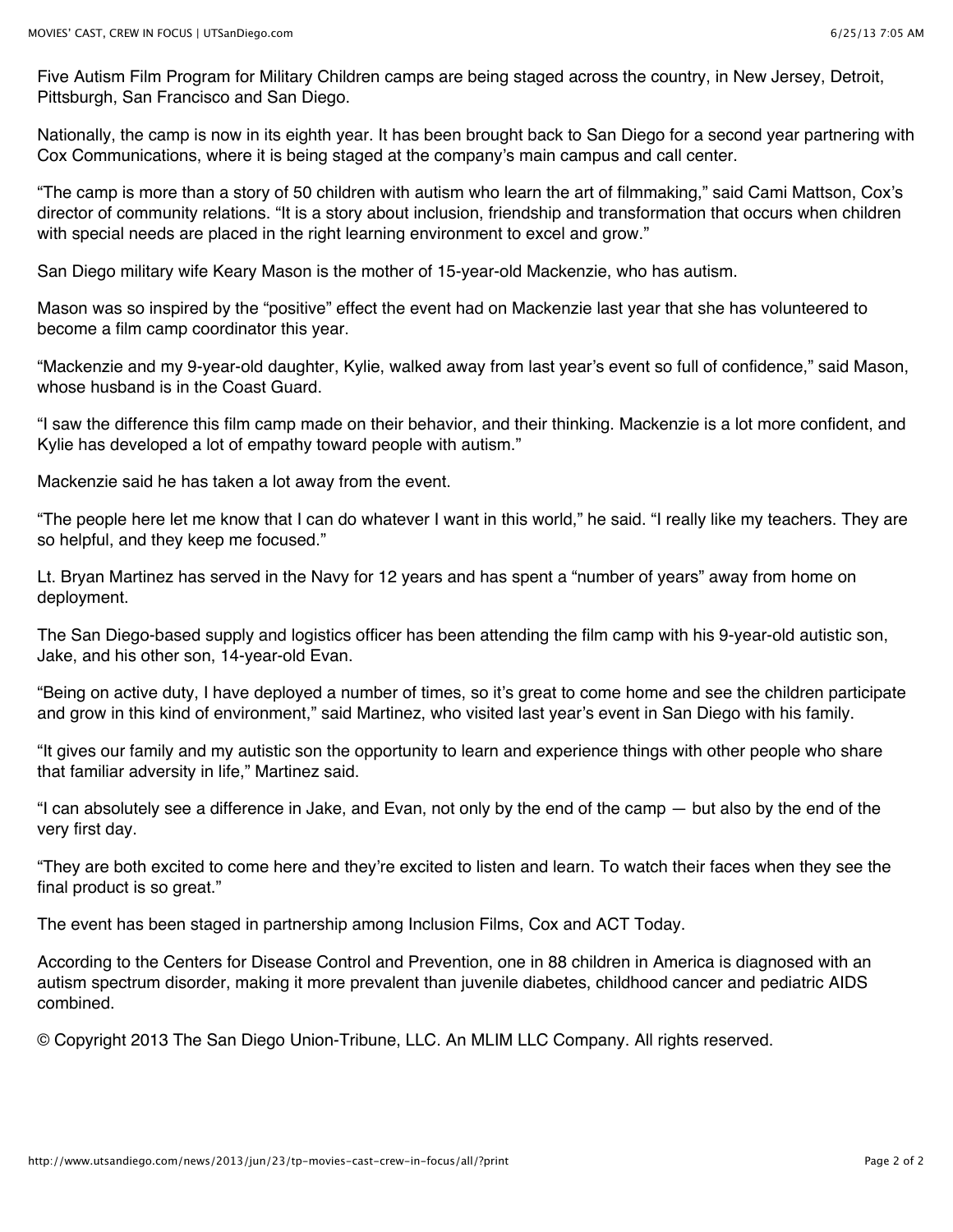Five Autism Film Program for Military Children camps are being staged across the country, in New Jersey, Detroit, Pittsburgh, San Francisco and San Diego.

Nationally, the camp is now in its eighth year. It has been brought back to San Diego for a second year partnering with Cox Communications, where it is being staged at the company's main campus and call center.

"The camp is more than a story of 50 children with autism who learn the art of filmmaking," said Cami Mattson, Cox's director of community relations. "It is a story about inclusion, friendship and transformation that occurs when children with special needs are placed in the right learning environment to excel and grow."

San Diego military wife Keary Mason is the mother of 15-year-old Mackenzie, who has autism.

Mason was so inspired by the "positive" effect the event had on Mackenzie last year that she has volunteered to become a film camp coordinator this year.

"Mackenzie and my 9-year-old daughter, Kylie, walked away from last year's event so full of confidence," said Mason, whose husband is in the Coast Guard.

"I saw the difference this film camp made on their behavior, and their thinking. Mackenzie is a lot more confident, and Kylie has developed a lot of empathy toward people with autism."

Mackenzie said he has taken a lot away from the event.

"The people here let me know that I can do whatever I want in this world," he said. "I really like my teachers. They are so helpful, and they keep me focused."

Lt. Bryan Martinez has served in the Navy for 12 years and has spent a "number of years" away from home on deployment.

The San Diego-based supply and logistics officer has been attending the film camp with his 9-year-old autistic son, Jake, and his other son, 14-year-old Evan.

"Being on active duty, I have deployed a number of times, so it's great to come home and see the children participate and grow in this kind of environment," said Martinez, who visited last year's event in San Diego with his family.

"It gives our family and my autistic son the opportunity to learn and experience things with other people who share that familiar adversity in life," Martinez said.

"I can absolutely see a difference in Jake, and Evan, not only by the end of the camp — but also by the end of the very first day.

"They are both excited to come here and they're excited to listen and learn. To watch their faces when they see the final product is so great."

The event has been staged in partnership among Inclusion Films, Cox and ACT Today.

According to the Centers for Disease Control and Prevention, one in 88 children in America is diagnosed with an autism spectrum disorder, making it more prevalent than juvenile diabetes, childhood cancer and pediatric AIDS combined.

© Copyright 2013 The San Diego Union-Tribune, LLC. An MLIM LLC Company. All rights reserved.